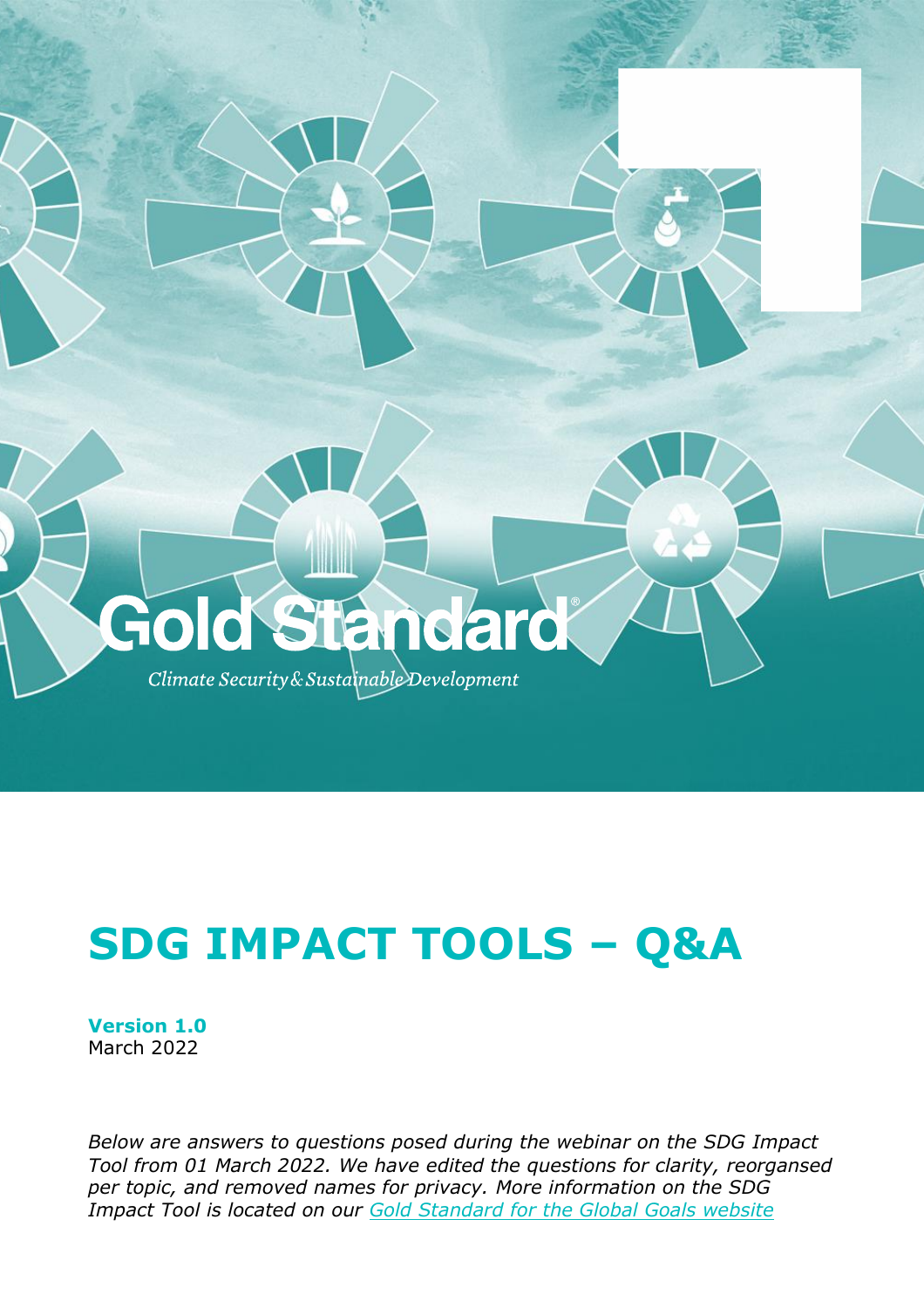Gold Standard®

*Climate Security & Sustainable Development*

# SDG IMPACT TOOLS – Q&A

**Version 1.0**
March 2022

*Below are answers to questions posed during the webinar on the SDG Impact Tool from 01 March 2022. We have edited the questions for clarity, reorgansed per topic, and removed names for privacy. More information on the SDG Impact Tool is located on our [Gold Standard for the Global Goals website](#)*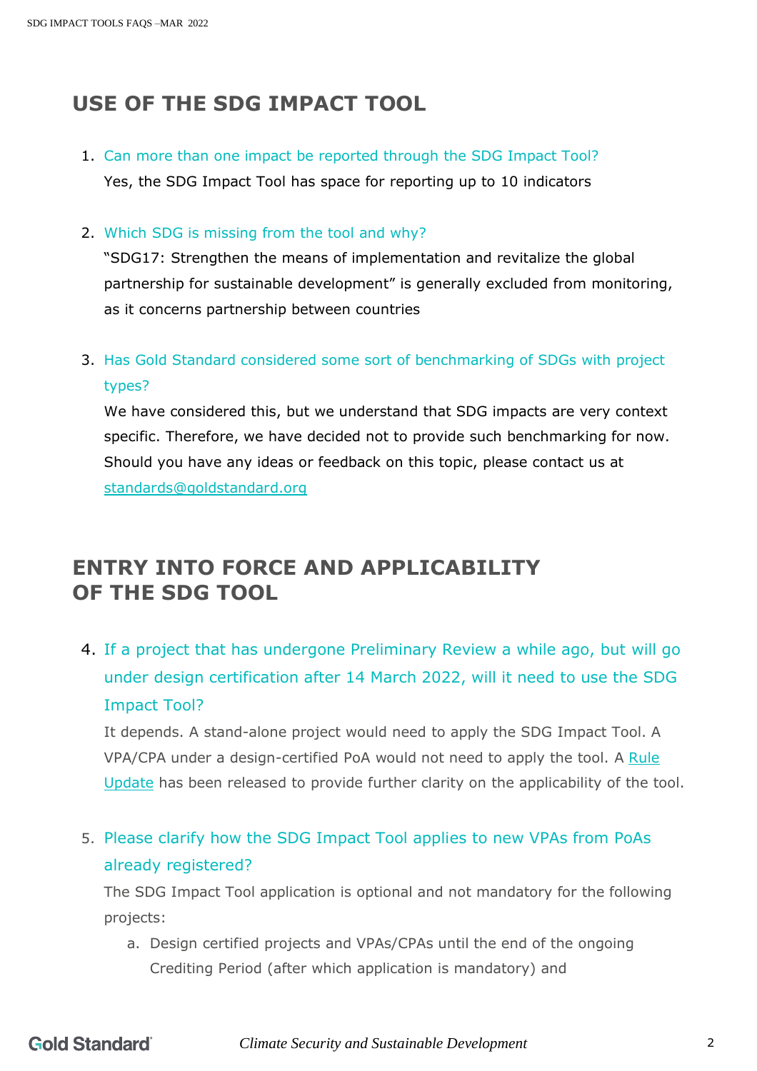## USE OF THE SDG IMPACT TOOL

1. Can more than one impact be reported through the SDG Impact Tool?
   Yes, the SDG Impact Tool has space for reporting up to 10 indicators

2. Which SDG is missing from the tool and why?
   "SDG17: Strengthen the means of implementation and revitalize the global partnership for sustainable development" is generally excluded from monitoring, as it concerns partnership between countries

3. Has Gold Standard considered some sort of benchmarking of SDGs with project types?
   We have considered this, but we understand that SDG impacts are very context specific. Therefore, we have decided not to provide such benchmarking for now. Should you have any ideas or feedback on this topic, please contact us at [standards@goldstandard.org](mailto:standards@goldstandard.org)

## ENTRY INTO FORCE AND APPLICABILITY OF THE SDG TOOL

4. If a project that has undergone Preliminary Review a while ago, but will go under design certification after 14 March 2022, will it need to use the SDG Impact Tool?
   It depends. A stand-alone project would need to apply the SDG Impact Tool. A VPA/CPA under a design-certified PoA would not need to apply the tool. A Rule Update has been released to provide further clarity on the applicability of the tool.

5. Please clarify how the SDG Impact Tool applies to new VPAs from PoAs already registered?
   The SDG Impact Tool application is optional and not mandatory for the following projects:
   a. Design certified projects and VPAs/CPAs until the end of the ongoing Crediting Period (after which application is mandatory) and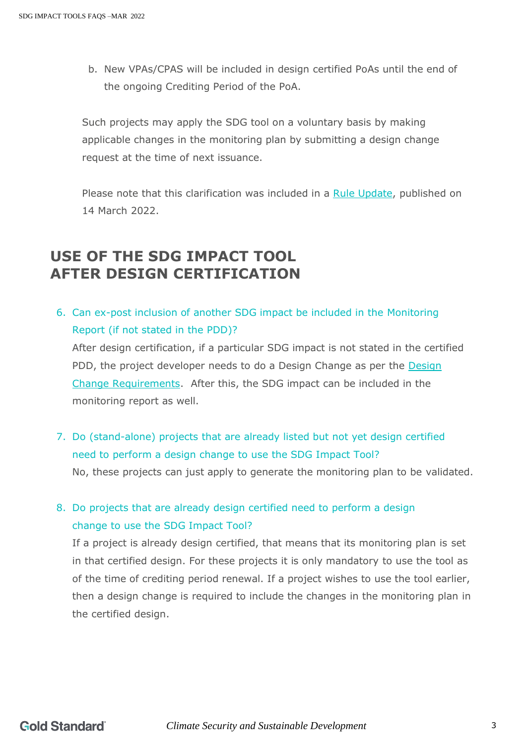b. New VPAs/CPAS will be included in design certified PoAs until the end of the ongoing Crediting Period of the PoA.

Such projects may apply the SDG tool on a voluntary basis by making applicable changes in the monitoring plan by submitting a design change request at the time of next issuance.

Please note that this clarification was included in a Rule Update, published on 14 March 2022.

## USE OF THE SDG IMPACT TOOL AFTER DESIGN CERTIFICATION

6. Can ex-post inclusion of another SDG impact be included in the Monitoring Report (if not stated in the PDD)?
   After design certification, if a particular SDG impact is not stated in the certified PDD, the project developer needs to do a Design Change as per the Design Change Requirements. After this, the SDG impact can be included in the monitoring report as well.

7. Do (stand-alone) projects that are already listed but not yet design certified need to perform a design change to use the SDG Impact Tool?
   No, these projects can just apply to generate the monitoring plan to be validated.

8. Do projects that are already design certified need to perform a design change to use the SDG Impact Tool?
   If a project is already design certified, that means that its monitoring plan is set in that certified design. For these projects it is only mandatory to use the tool as of the time of crediting period renewal. If a project wishes to use the tool earlier, then a design change is required to include the changes in the monitoring plan in the certified design.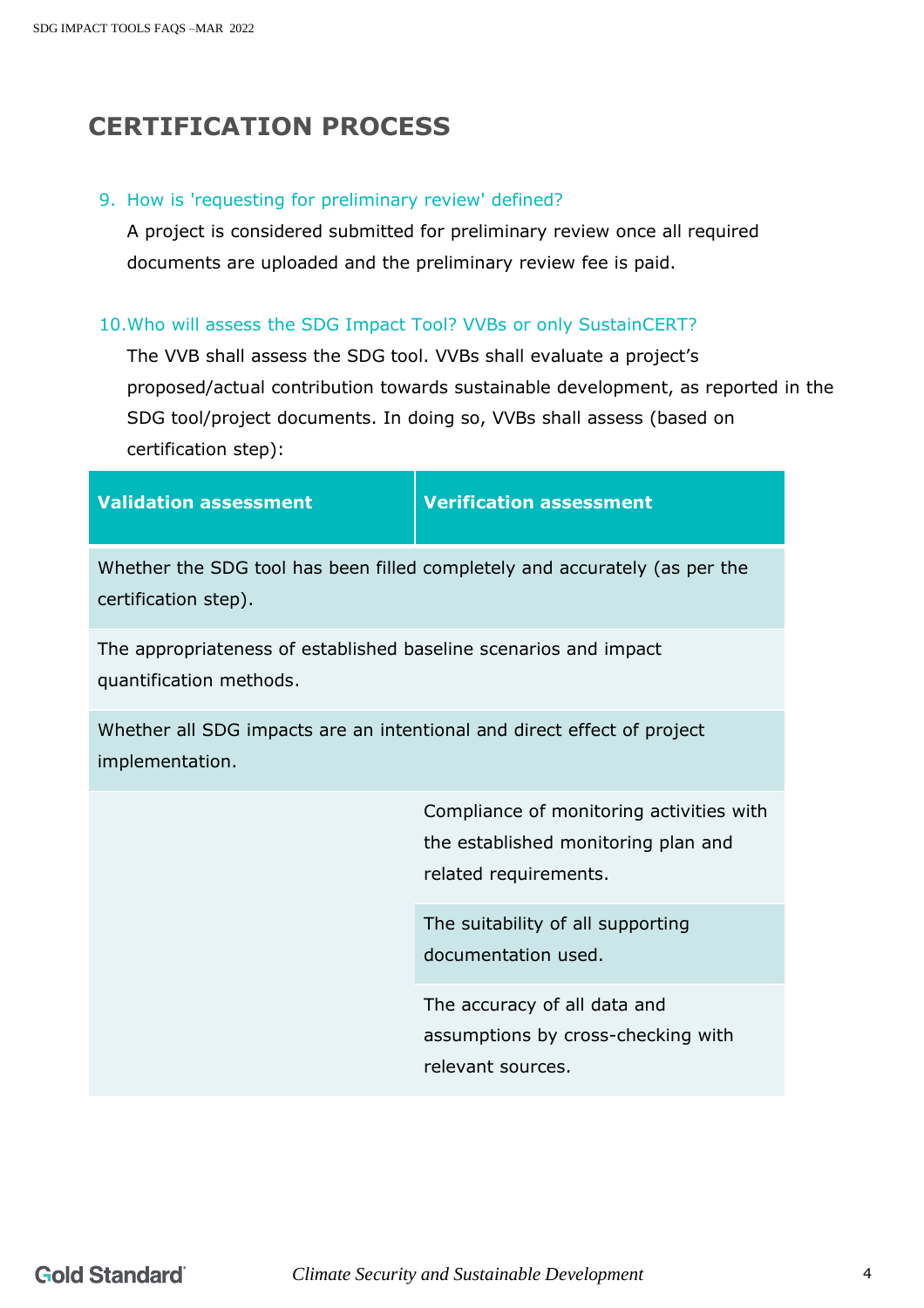## CERTIFICATION PROCESS

9. How is 'requesting for preliminary review' defined?

   A project is considered submitted for preliminary review once all required documents are uploaded and the preliminary review fee is paid.

10. Who will assess the SDG Impact Tool? VVBs or only SustainCERT?

    The VVB shall assess the SDG tool. VVBs shall evaluate a project's proposed/actual contribution towards sustainable development, as reported in the SDG tool/project documents. In doing so, VVBs shall assess (based on certification step):

| Validation assessment | Verification assessment |
|---|---|
| Whether the SDG tool has been filled completely and accurately (as per the certification step). | |
| The appropriateness of established baseline scenarios and impact quantification methods. | |
| Whether all SDG impacts are an intentional and direct effect of project implementation. | |
| | Compliance of monitoring activities with the established monitoring plan and related requirements. |
| | The suitability of all supporting documentation used. |
| | The accuracy of all data and assumptions by cross-checking with relevant sources. |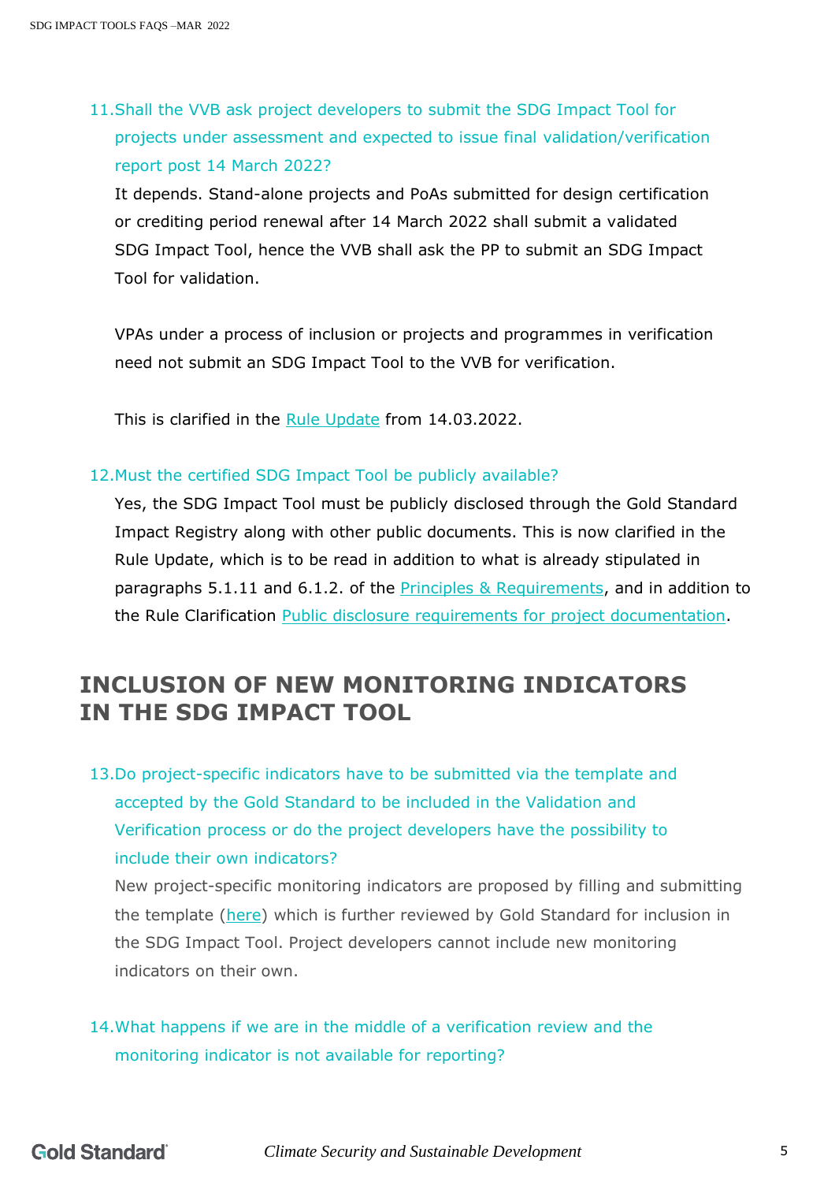11. Shall the VVB ask project developers to submit the SDG Impact Tool for projects under assessment and expected to issue final validation/verification report post 14 March 2022?

    It depends. Stand-alone projects and PoAs submitted for design certification or crediting period renewal after 14 March 2022 shall submit a validated SDG Impact Tool, hence the VVB shall ask the PP to submit an SDG Impact Tool for validation.

    VPAs under a process of inclusion or projects and programmes in verification need not submit an SDG Impact Tool to the VVB for verification.

    This is clarified in the [Rule Update]() from 14.03.2022.

12. Must the certified SDG Impact Tool be publicly available?

    Yes, the SDG Impact Tool must be publicly disclosed through the Gold Standard Impact Registry along with other public documents. This is now clarified in the Rule Update, which is to be read in addition to what is already stipulated in paragraphs 5.1.11 and 6.1.2. of the [Principles & Requirements](), and in addition to the Rule Clarification [Public disclosure requirements for project documentation]().

## INCLUSION OF NEW MONITORING INDICATORS IN THE SDG IMPACT TOOL

13. Do project-specific indicators have to be submitted via the template and accepted by the Gold Standard to be included in the Validation and Verification process or do the project developers have the possibility to include their own indicators?

    New project-specific monitoring indicators are proposed by filling and submitting the template ([here]()) which is further reviewed by Gold Standard for inclusion in the SDG Impact Tool. Project developers cannot include new monitoring indicators on their own.

14. What happens if we are in the middle of a verification review and the monitoring indicator is not available for reporting?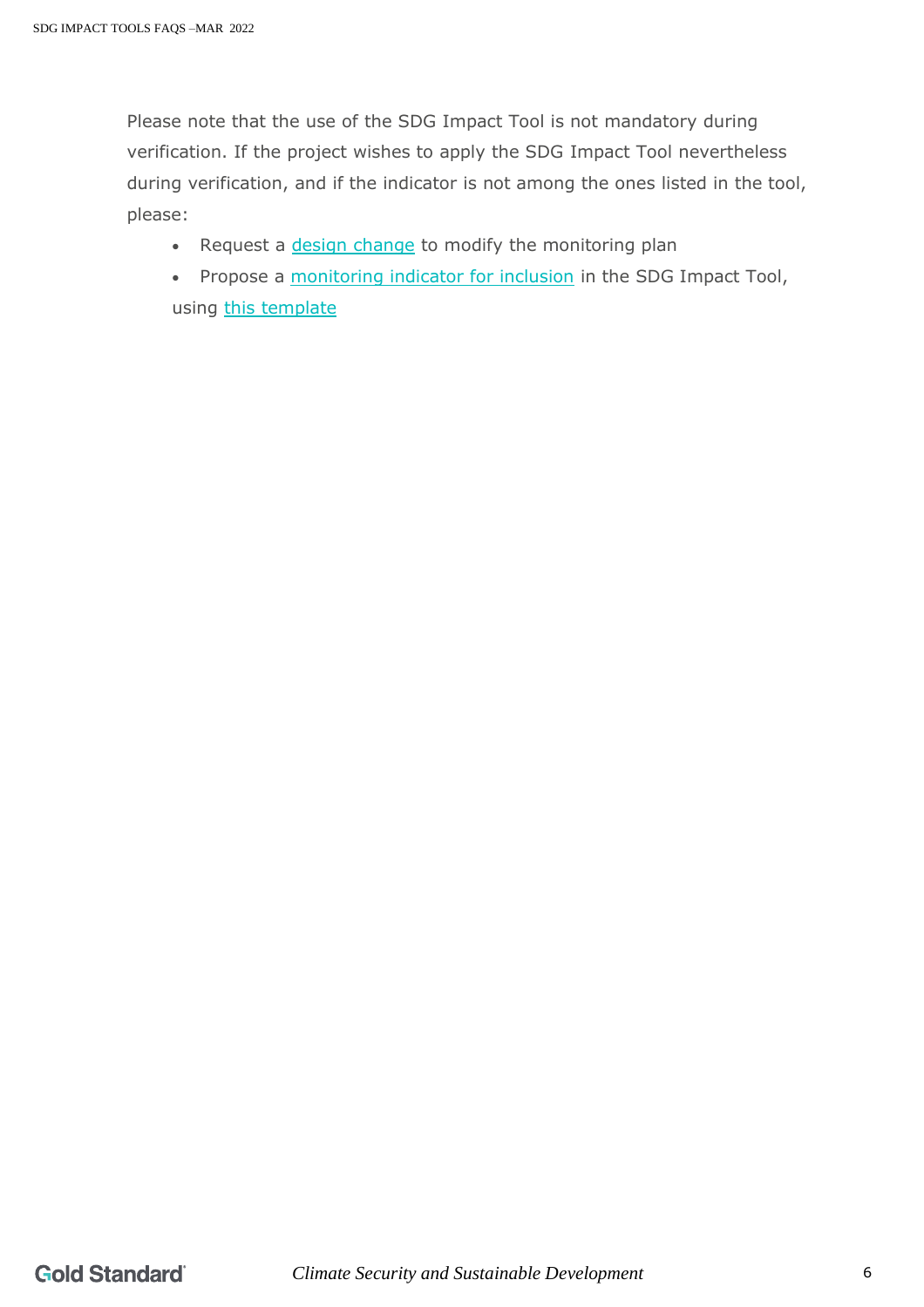Please note that the use of the SDG Impact Tool is not mandatory during verification. If the project wishes to apply the SDG Impact Tool nevertheless during verification, and if the indicator is not among the ones listed in the tool, please:

- Request a design change to modify the monitoring plan
- Propose a monitoring indicator for inclusion in the SDG Impact Tool, using this template